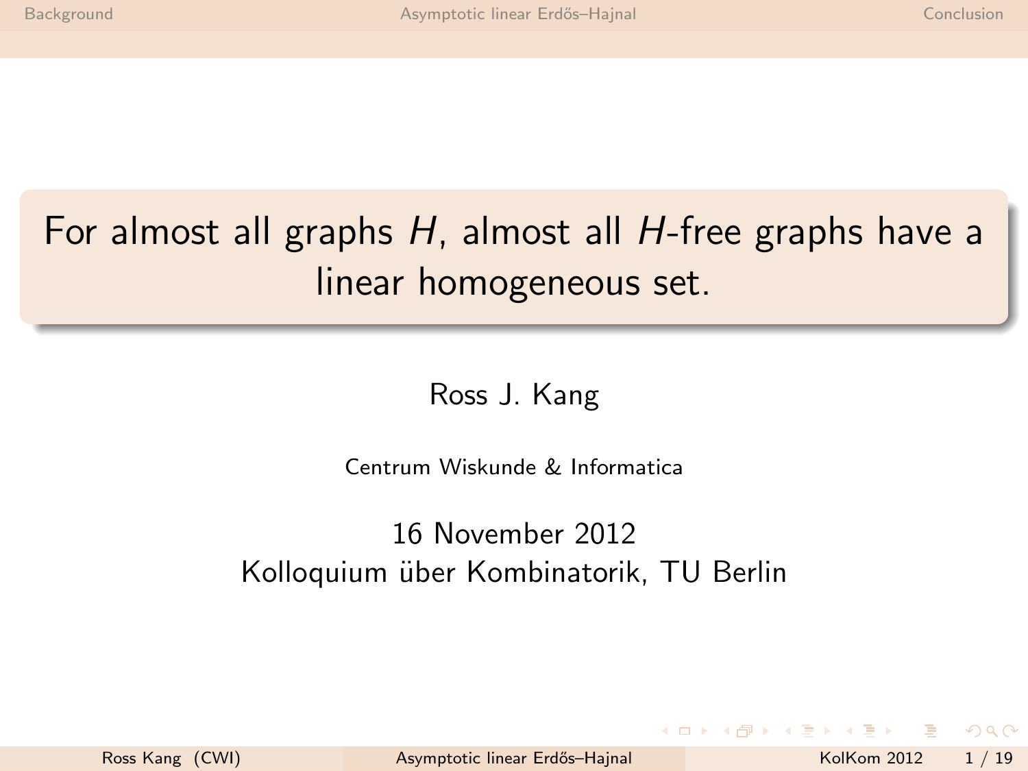# For almost all graphs $H$, almost all $H$-free graphs have a linear homogeneous set.

Ross J. Kang

Centrum Wiskunde & Informatica

16 November 2012

Kolloquium über Kombinatorik, TU Berlin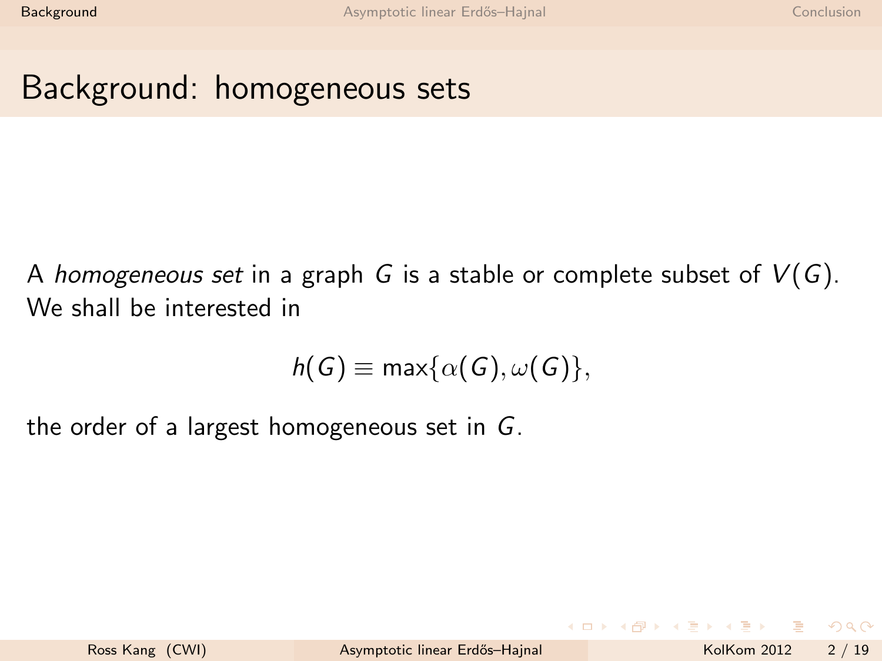# Background: homogeneous sets

A *homogeneous set* in a graph $G$ is a stable or complete subset of $V(G)$. We shall be interested in

$$h(G) \equiv \max\{\alpha(G), \omega(G)\},$$

the order of a largest homogeneous set in $G$.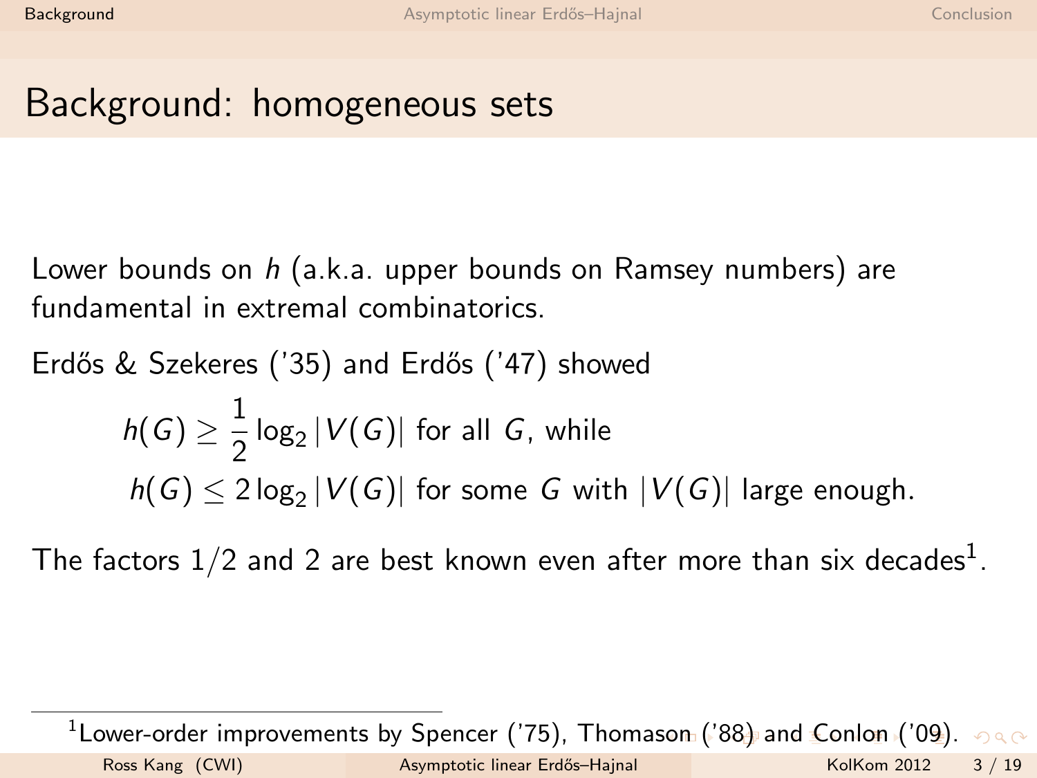# Background: homogeneous sets

Lower bounds on $h$ (a.k.a. upper bounds on Ramsey numbers) are fundamental in extremal combinatorics.

Erdős & Szekeres ('35) and Erdős ('47) showed

$$h(G) \geq \frac{1}{2}\log_2 |V(G)| \text{ for all } G\text{, while}$$

$$h(G) \leq 2\log_2 |V(G)| \text{ for some } G \text{ with } |V(G)| \text{ large enough.}$$

The factors $1/2$ and $2$ are best known even after more than six decades[1].

[1] Lower-order improvements by Spencer ('75), Thomason ('88) and Conlon ('09).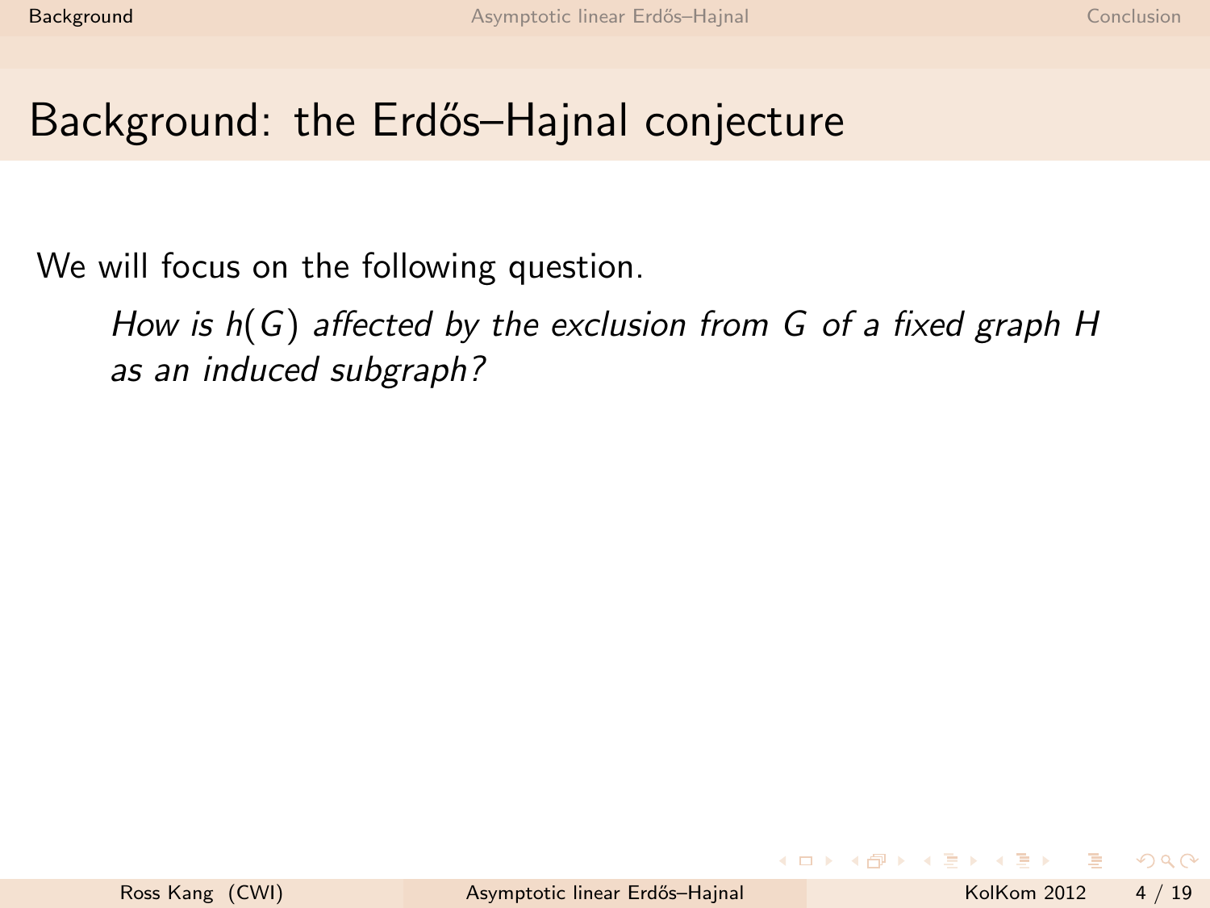# Background: the Erdős–Hajnal conjecture

We will focus on the following question.

> *How is $h(G)$ affected by the exclusion from $G$ of a fixed graph $H$ as an induced subgraph?*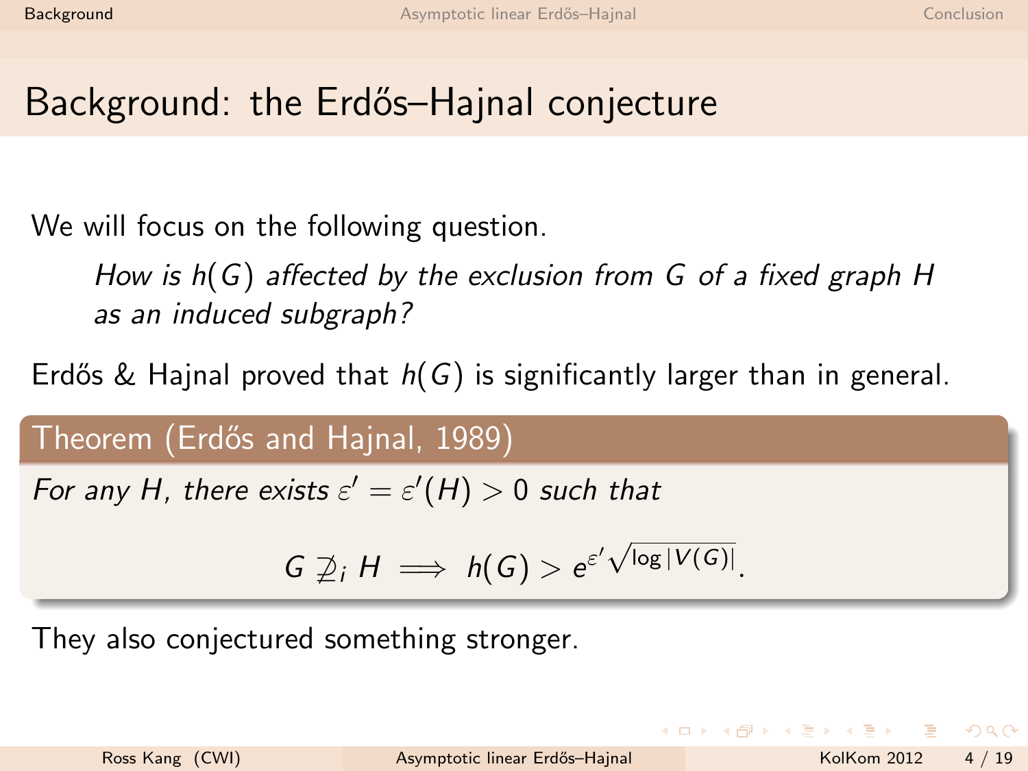# Background: the Erdős–Hajnal conjecture

We will focus on the following question.

> *How is $h(G)$ affected by the exclusion from $G$ of a fixed graph $H$ as an induced subgraph?*

Erdős & Hajnal proved that $h(G)$ is significantly larger than in general.

**Theorem (Erdős and Hajnal, 1989)**

*For any $H$, there exists $\varepsilon' = \varepsilon'(H) > 0$ such that*

$$G \not\supseteq_i H \implies h(G) > e^{\varepsilon' \sqrt{\log |V(G)|}}.$$

They also conjectured something stronger.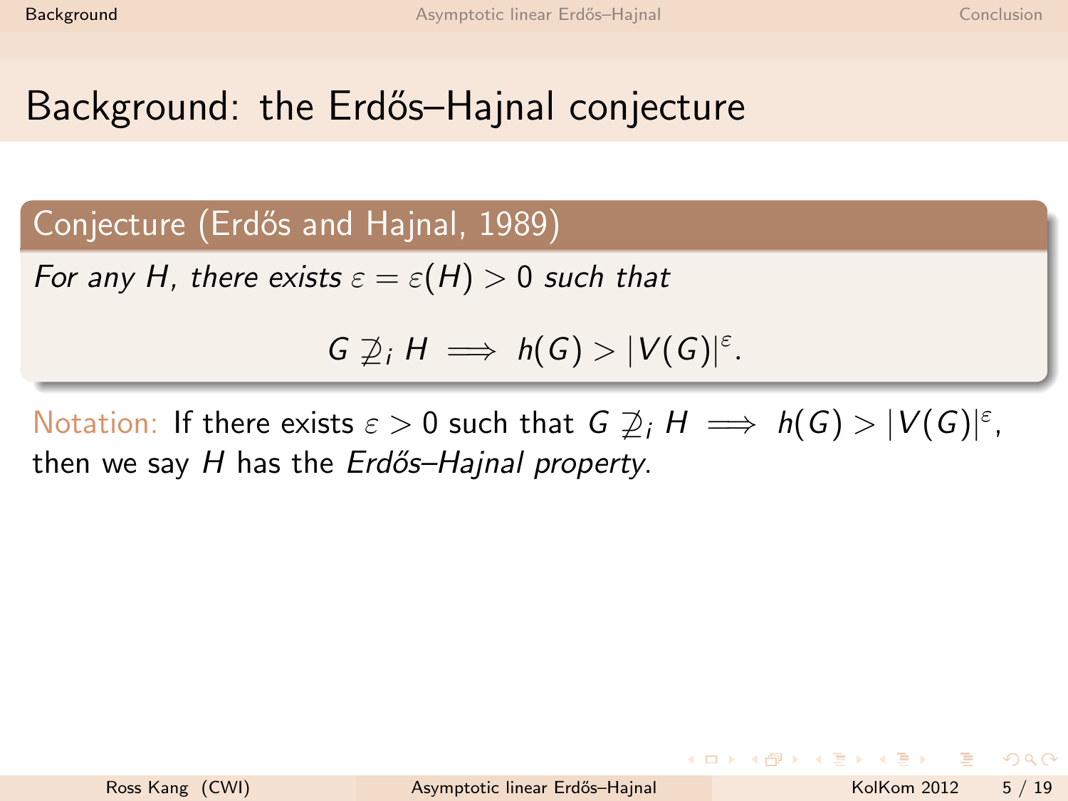# Background: the Erdős–Hajnal conjecture

**Conjecture (Erdős and Hajnal, 1989)**

*For any $H$, there exists $\varepsilon = \varepsilon(H) > 0$ such that*

$$G \not\supseteq_i H \implies h(G) > |V(G)|^{\varepsilon}.$$

Notation: If there exists $\varepsilon > 0$ such that $G \not\supseteq_i H \implies h(G) > |V(G)|^{\varepsilon}$, then we say $H$ has the *Erdős–Hajnal property*.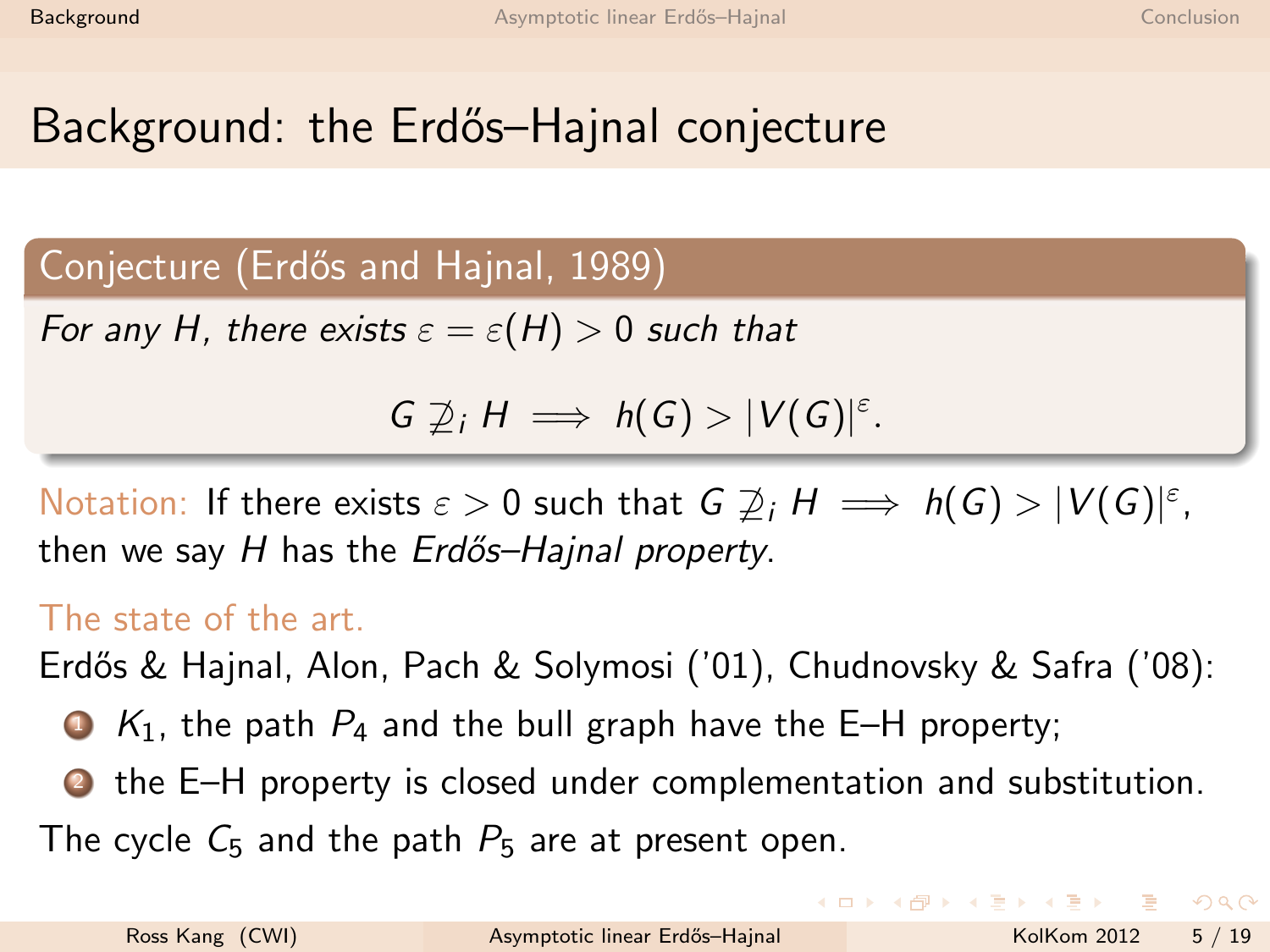# Background: the Erdős–Hajnal conjecture

**Conjecture (Erdős and Hajnal, 1989)**

*For any $H$, there exists $\varepsilon = \varepsilon(H) > 0$ such that*

$$G \not\supseteq_i H \implies h(G) > |V(G)|^{\varepsilon}.$$

Notation: If there exists $\varepsilon > 0$ such that $G \not\supseteq_i H \implies h(G) > |V(G)|^{\varepsilon}$, then we say $H$ has the *Erdős–Hajnal property*.

The state of the art.

Erdős & Hajnal, Alon, Pach & Solymosi ('01), Chudnovsky & Safra ('08):

1. $K_1$, the path $P_4$ and the bull graph have the E–H property;
2. the E–H property is closed under complementation and substitution.

The cycle $C_5$ and the path $P_5$ are at present open.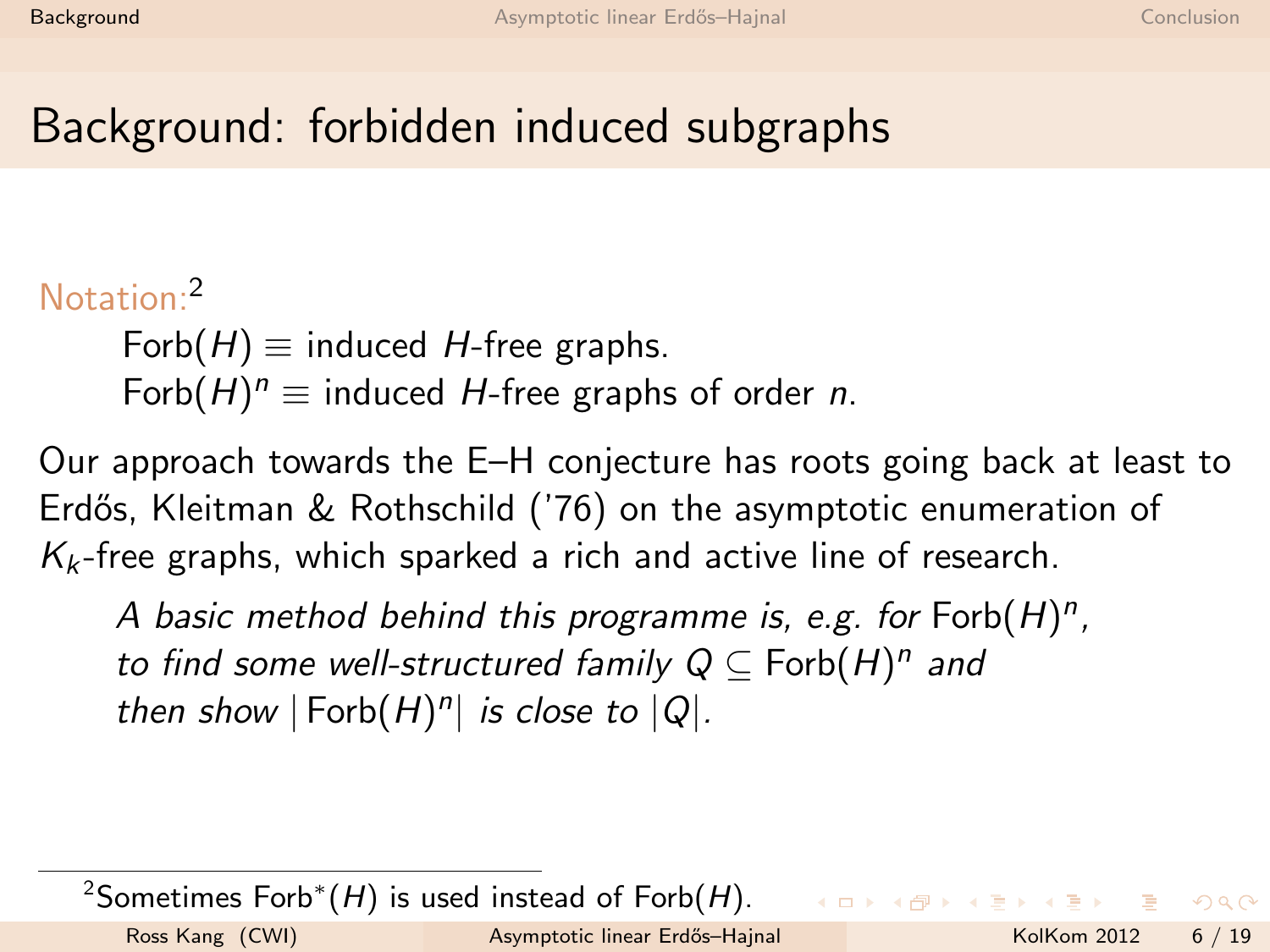# Background: forbidden induced subgraphs

Notation:[2]

$\text{Forb}(H) \equiv$ induced $H$-free graphs.
$\text{Forb}(H)^n \equiv$ induced $H$-free graphs of order $n$.

Our approach towards the E–H conjecture has roots going back at least to Erdős, Kleitman & Rothschild ('76) on the asymptotic enumeration of $K_k$-free graphs, which sparked a rich and active line of research.

*A basic method behind this programme is, e.g. for* $\text{Forb}(H)^n$*, to find some well-structured family* $Q \subseteq \text{Forb}(H)^n$ *and then show* $|\text{Forb}(H)^n|$ *is close to* $|Q|$*.*

[2] Sometimes $\text{Forb}^*(H)$ is used instead of $\text{Forb}(H)$.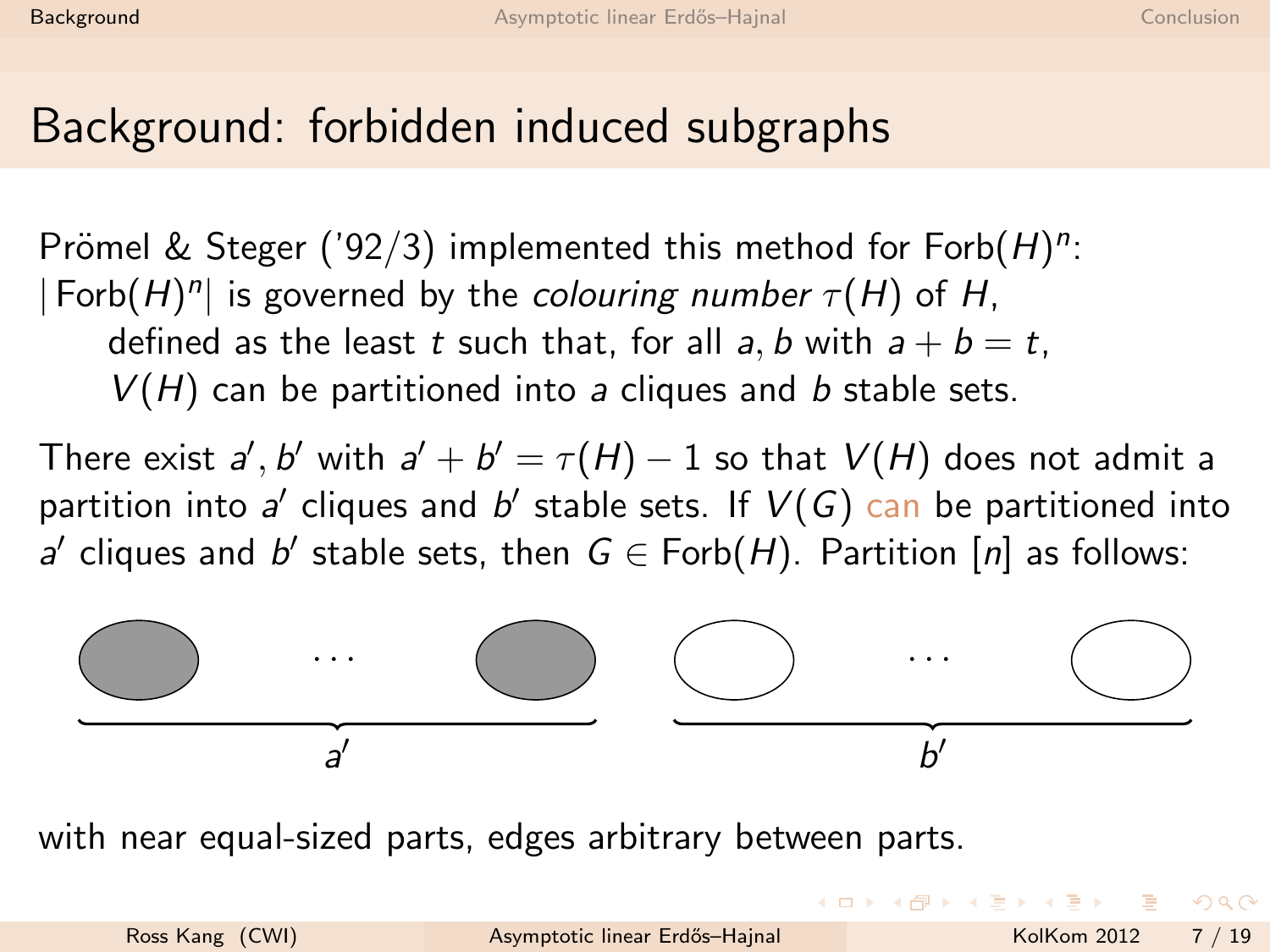# Background: forbidden induced subgraphs

Prömel & Steger ('92/3) implemented this method for $\mathrm{Forb}(H)^n$:
$|\,\mathrm{Forb}(H)^n|$ is governed by the *colouring number* $\tau(H)$ of $H$,
defined as the least $t$ such that, for all $a, b$ with $a + b = t$,
$V(H)$ can be partitioned into $a$ cliques and $b$ stable sets.

There exist $a', b'$ with $a' + b' = \tau(H) - 1$ so that $V(H)$ does not admit a partition into $a'$ cliques and $b'$ stable sets. If $V(G)$ can be partitioned into $a'$ cliques and $b'$ stable sets, then $G \in \mathrm{Forb}(H)$. Partition $[n]$ as follows:

$a'$ ... $b'$

with near equal-sized parts, edges arbitrary between parts.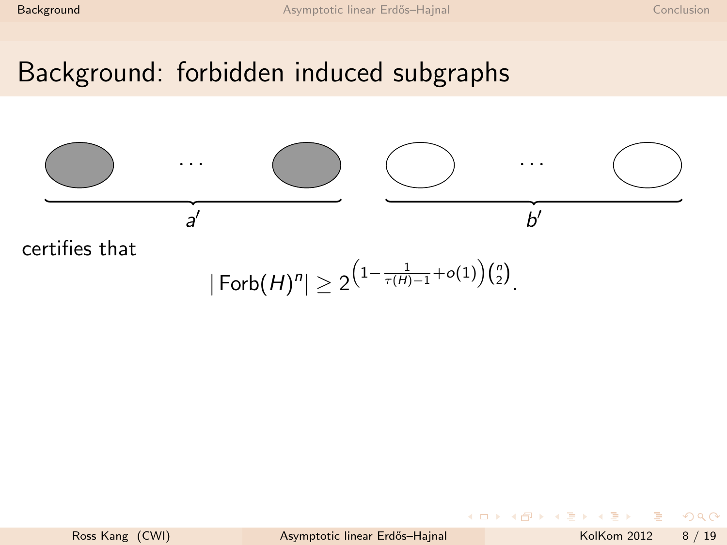# Background: forbidden induced subgraphs

$a'$ $b'$

certifies that

$$|\operatorname{Forb}(H)^n| \geq 2^{\left(1-\frac{1}{\tau(H)-1}+o(1)\right)\binom{n}{2}}.$$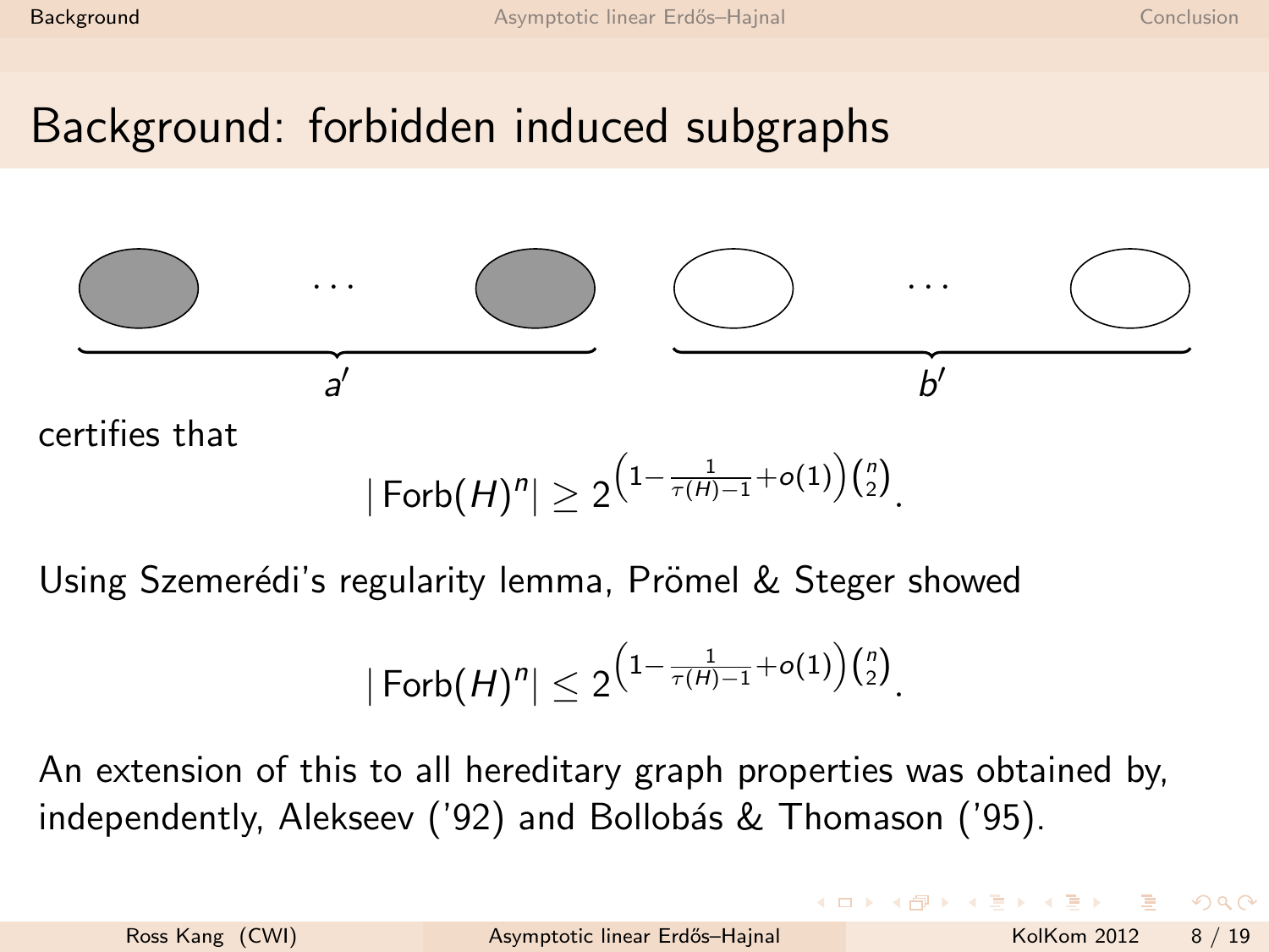# Background: forbidden induced subgraphs

$a'$ $b'$

certifies that

$$|\operatorname{Forb}(H)^n| \geq 2^{\left(1-\frac{1}{\tau(H)-1}+o(1)\right)\binom{n}{2}}.$$

Using Szemerédi's regularity lemma, Prömel & Steger showed

$$|\operatorname{Forb}(H)^n| \leq 2^{\left(1-\frac{1}{\tau(H)-1}+o(1)\right)\binom{n}{2}}.$$

An extension of this to all hereditary graph properties was obtained by, independently, Alekseev ('92) and Bollobás & Thomason ('95).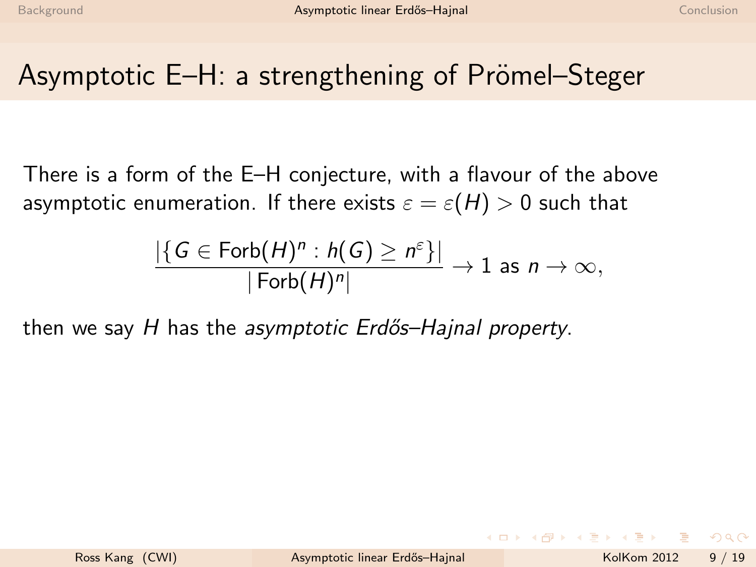# Asymptotic E–H: a strengthening of Prömel–Steger

There is a form of the E–H conjecture, with a flavour of the above asymptotic enumeration. If there exists $\varepsilon = \varepsilon(H) > 0$ such that

$$\frac{|\{G \in \mathrm{Forb}(H)^n : h(G) \geq n^{\varepsilon}\}|}{|\mathrm{Forb}(H)^n|} \to 1 \text{ as } n \to \infty,$$

then we say $H$ has the *asymptotic Erdős–Hajnal property*.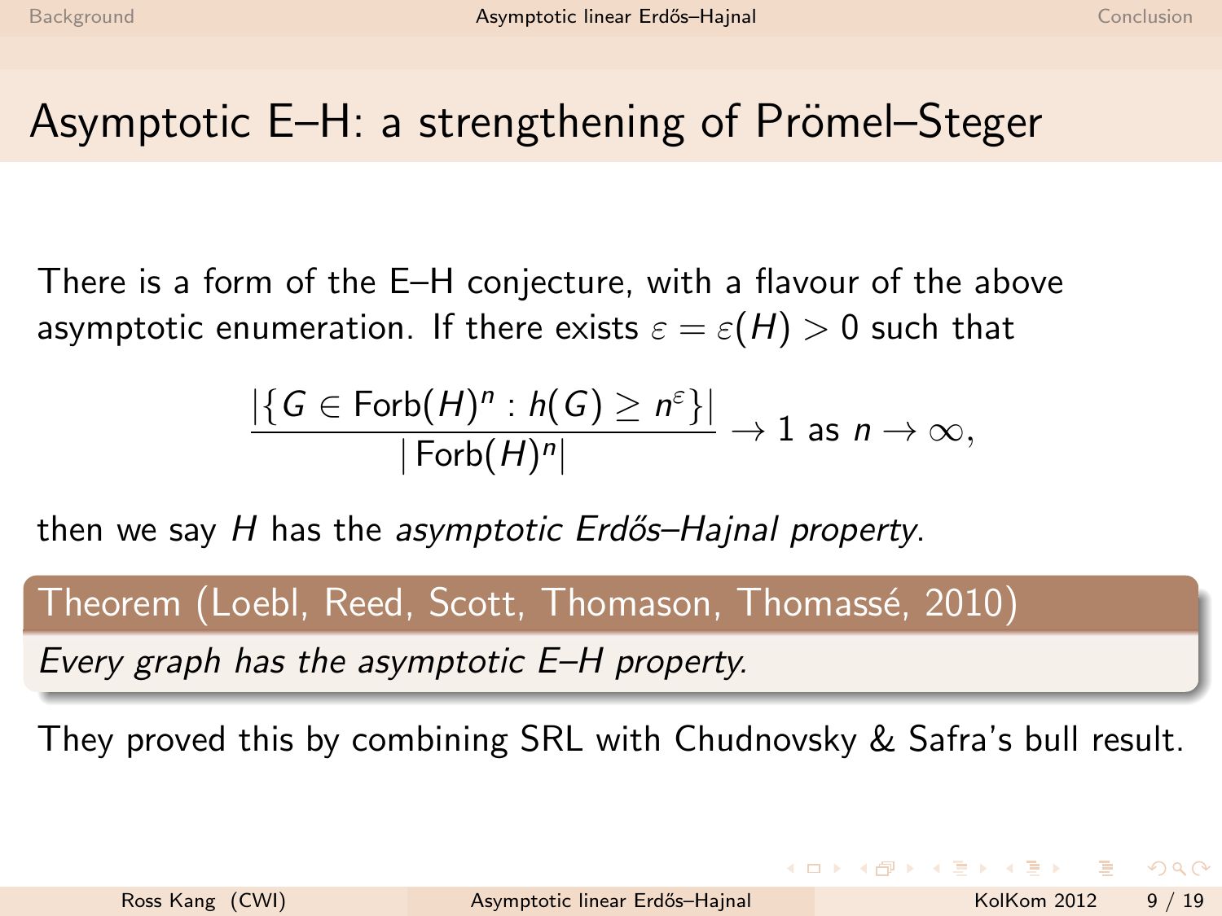# Asymptotic E–H: a strengthening of Prömel–Steger

There is a form of the E–H conjecture, with a flavour of the above asymptotic enumeration. If there exists $\varepsilon = \varepsilon(H) > 0$ such that

$$\frac{|\{G \in \mathrm{Forb}(H)^n : h(G) \geq n^{\varepsilon}\}|}{|\mathrm{Forb}(H)^n|} \to 1 \text{ as } n \to \infty,$$

then we say $H$ has the *asymptotic Erdős–Hajnal property*.

**Theorem (Loebl, Reed, Scott, Thomason, Thomassé, 2010)**

*Every graph has the asymptotic E–H property.*

They proved this by combining SRL with Chudnovsky & Safra's bull result.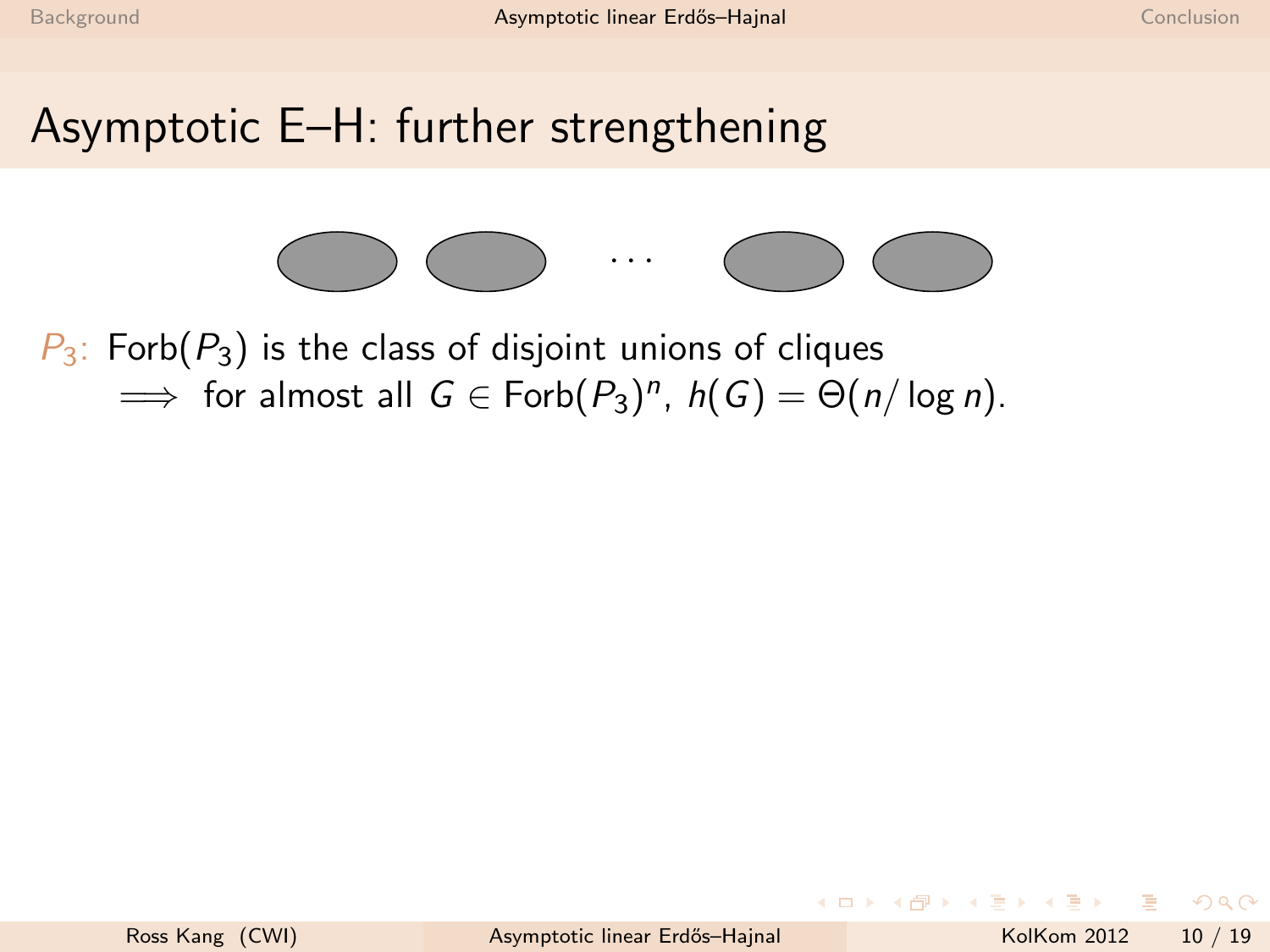# Asymptotic E–H: further strengthening

$P_3$: $\mathrm{Forb}(P_3)$ is the class of disjoint unions of cliques
$\implies$ for almost all $G \in \mathrm{Forb}(P_3)^n$, $h(G) = \Theta(n/\log n)$.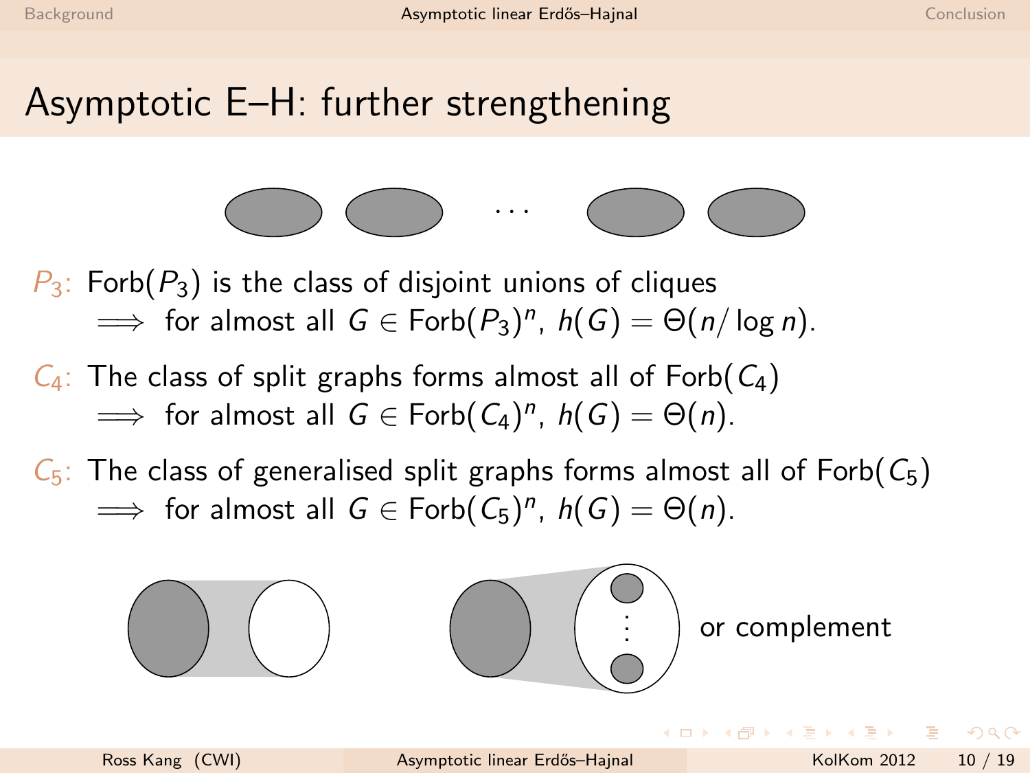# Asymptotic E–H: further strengthening

$P_3$: $\text{Forb}(P_3)$ is the class of disjoint unions of cliques
$\implies$ for almost all $G \in \text{Forb}(P_3)^n$, $h(G) = \Theta(n/\log n)$.

$C_4$: The class of split graphs forms almost all of $\text{Forb}(C_4)$
$\implies$ for almost all $G \in \text{Forb}(C_4)^n$, $h(G) = \Theta(n)$.

$C_5$: The class of generalised split graphs forms almost all of $\text{Forb}(C_5)$
$\implies$ for almost all $G \in \text{Forb}(C_5)^n$, $h(G) = \Theta(n)$.

or complement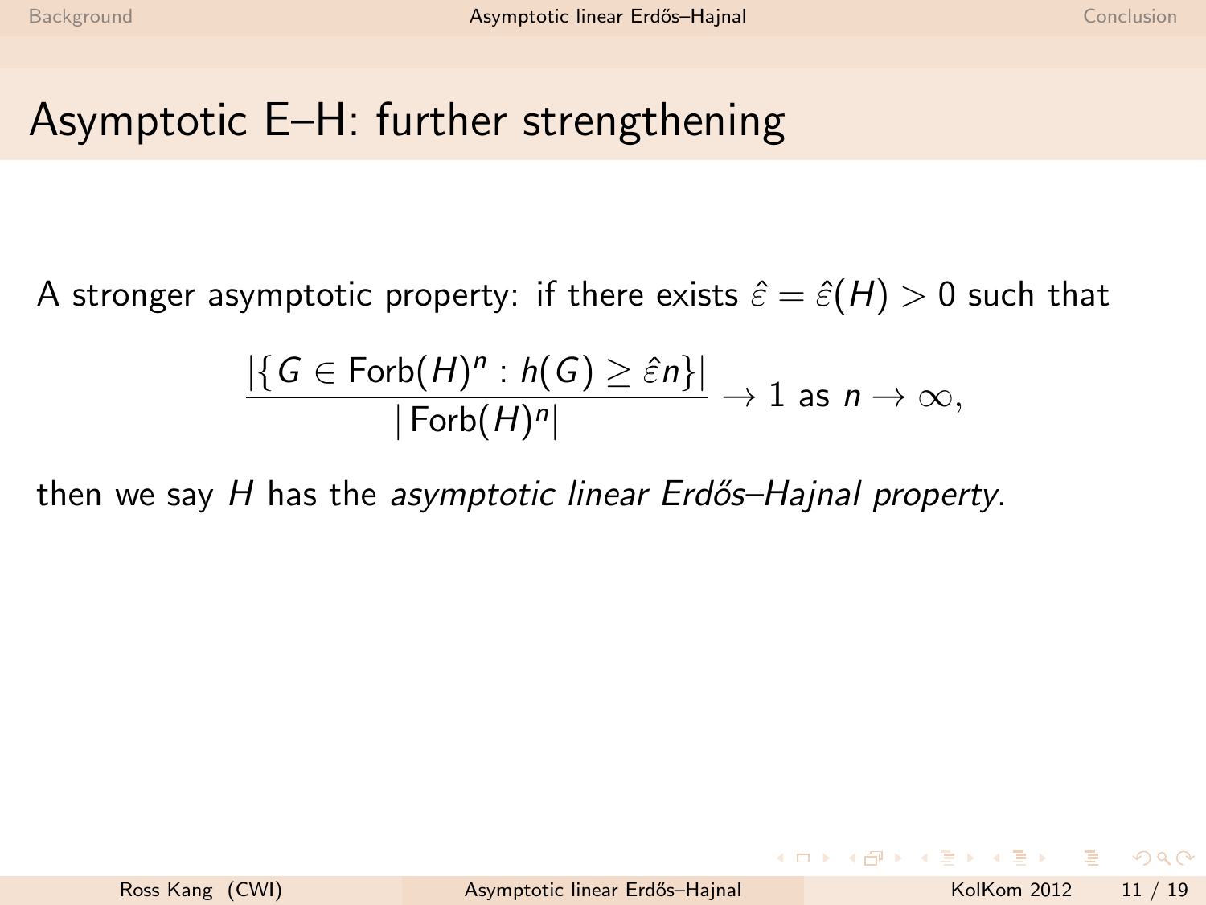# Asymptotic E–H: further strengthening

A stronger asymptotic property: if there exists $\hat{\varepsilon} = \hat{\varepsilon}(H) > 0$ such that

$$\frac{|\{G \in \mathrm{Forb}(H)^n : h(G) \geq \hat{\varepsilon} n\}|}{|\mathrm{Forb}(H)^n|} \to 1 \text{ as } n \to \infty,$$

then we say $H$ has the *asymptotic linear Erdős–Hajnal property*.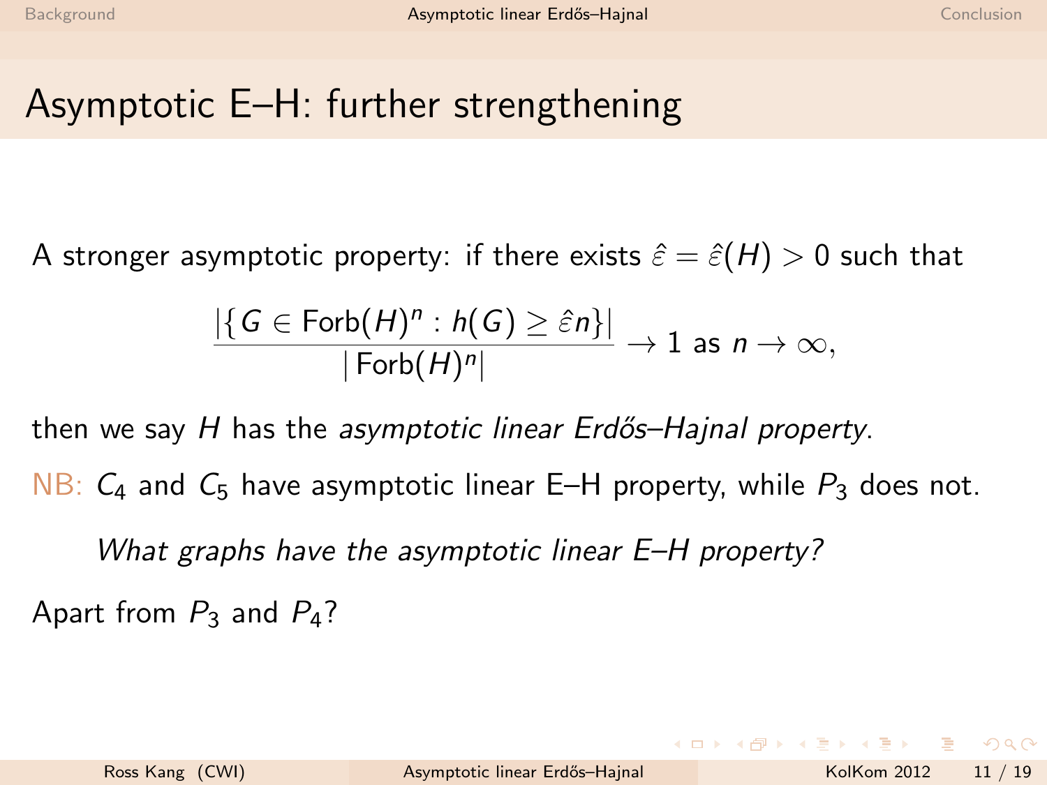# Asymptotic E–H: further strengthening

A stronger asymptotic property: if there exists $\hat{\varepsilon} = \hat{\varepsilon}(H) > 0$ such that

$$\frac{|\{G \in \mathrm{Forb}(H)^n : h(G) \geq \hat{\varepsilon} n\}|}{|\mathrm{Forb}(H)^n|} \to 1 \text{ as } n \to \infty,$$

then we say $H$ has the *asymptotic linear Erdős–Hajnal property*.

NB: $C_4$ and $C_5$ have asymptotic linear E–H property, while $P_3$ does not.

*What graphs have the asymptotic linear E–H property?*

Apart from $P_3$ and $P_4$?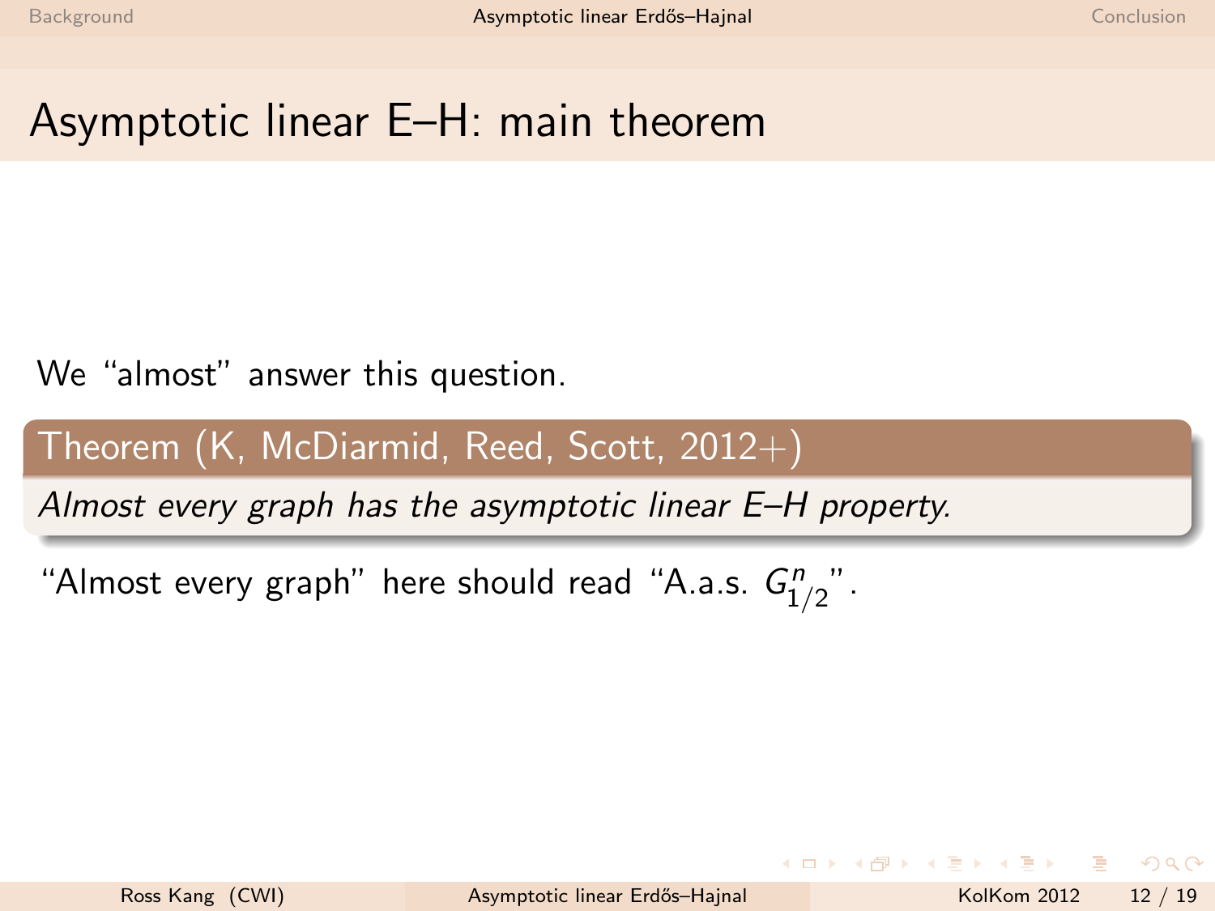# Asymptotic linear E–H: main theorem

We "almost" answer this question.

**Theorem (K, McDiarmid, Reed, Scott, 2012+)**

*Almost every graph has the asymptotic linear E–H property.*

"Almost every graph" here should read "A.a.s. $G^n_{1/2}$".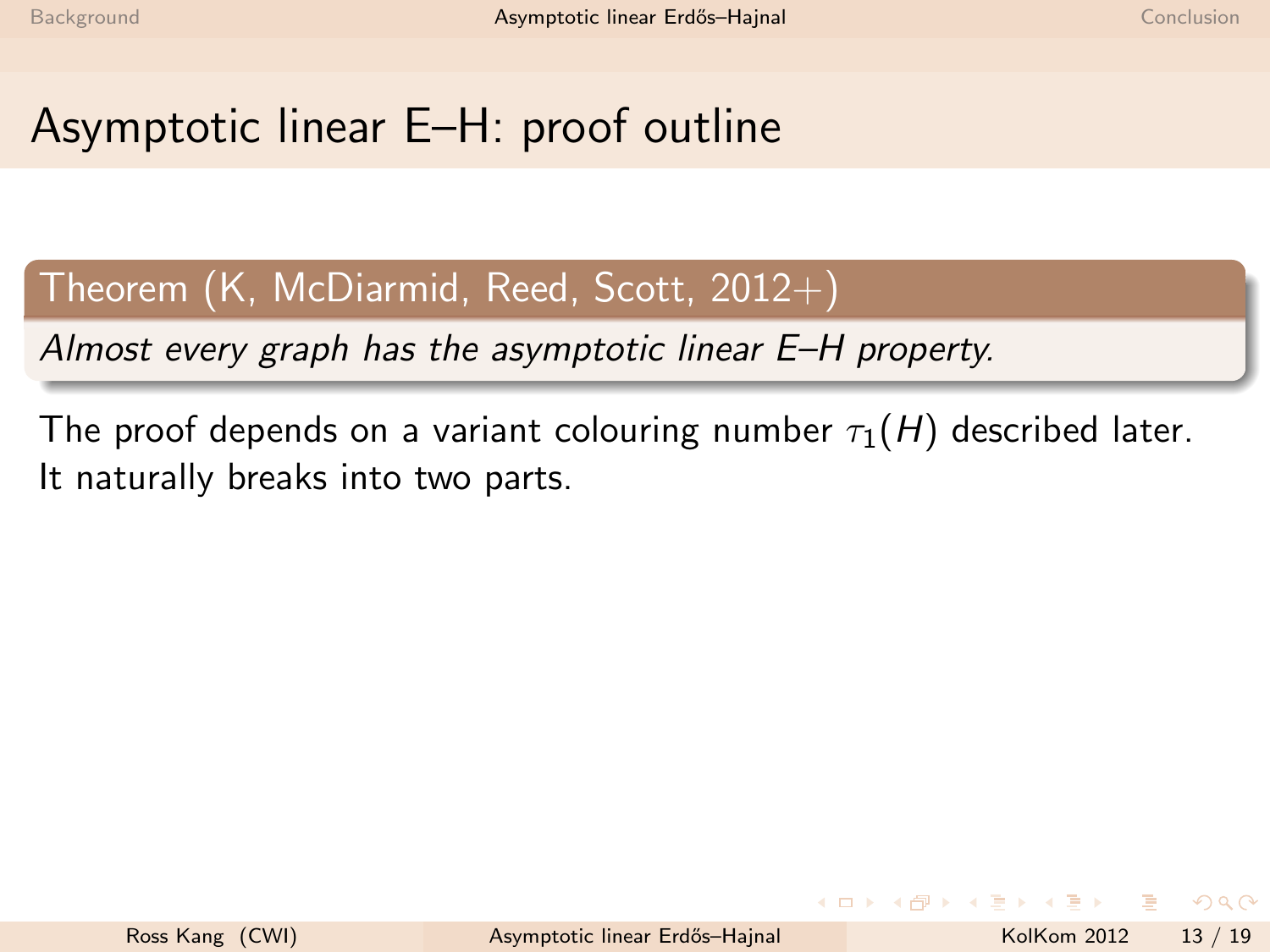# Asymptotic linear E–H: proof outline

**Theorem (K, McDiarmid, Reed, Scott, 2012+)**

*Almost every graph has the asymptotic linear E–H property.*

The proof depends on a variant colouring number $\tau_1(H)$ described later. It naturally breaks into two parts.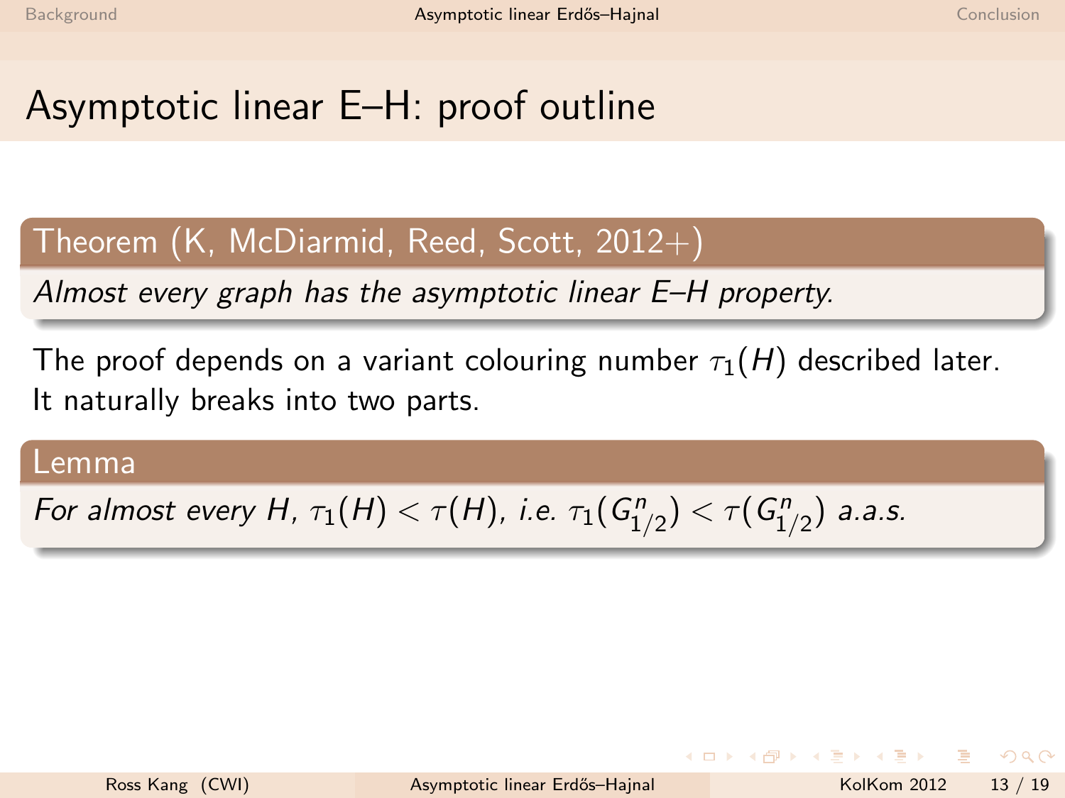# Asymptotic linear E–H: proof outline

**Theorem (K, McDiarmid, Reed, Scott, 2012+)**

*Almost every graph has the asymptotic linear E–H property.*

The proof depends on a variant colouring number $\tau_1(H)$ described later. It naturally breaks into two parts.

**Lemma**

*For almost every $H$, $\tau_1(H) < \tau(H)$, i.e. $\tau_1(G^n_{1/2}) < \tau(G^n_{1/2})$ a.a.s.*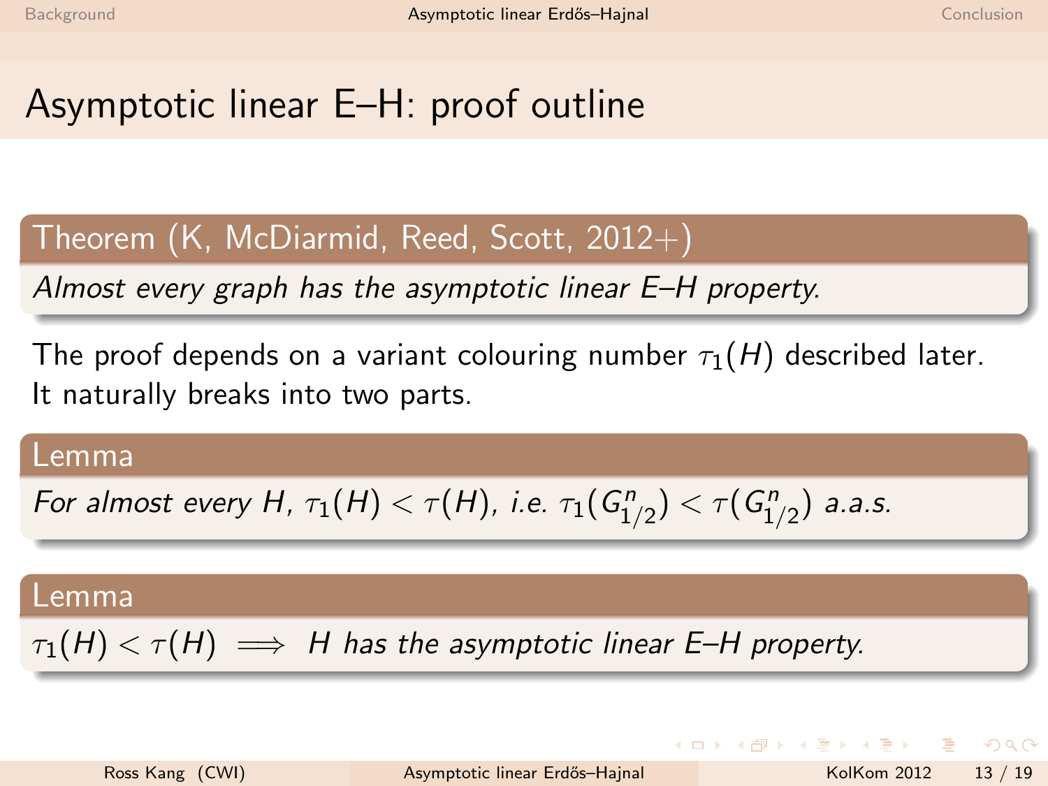# Asymptotic linear E–H: proof outline

**Theorem (K, McDiarmid, Reed, Scott, 2012+)**

*Almost every graph has the asymptotic linear E–H property.*

The proof depends on a variant colouring number $\tau_1(H)$ described later. It naturally breaks into two parts.

**Lemma**

*For almost every $H$, $\tau_1(H) < \tau(H)$, i.e. $\tau_1(G^n_{1/2}) < \tau(G^n_{1/2})$ a.a.s.*

**Lemma**

$\tau_1(H) < \tau(H) \implies$ *$H$ has the asymptotic linear E–H property.*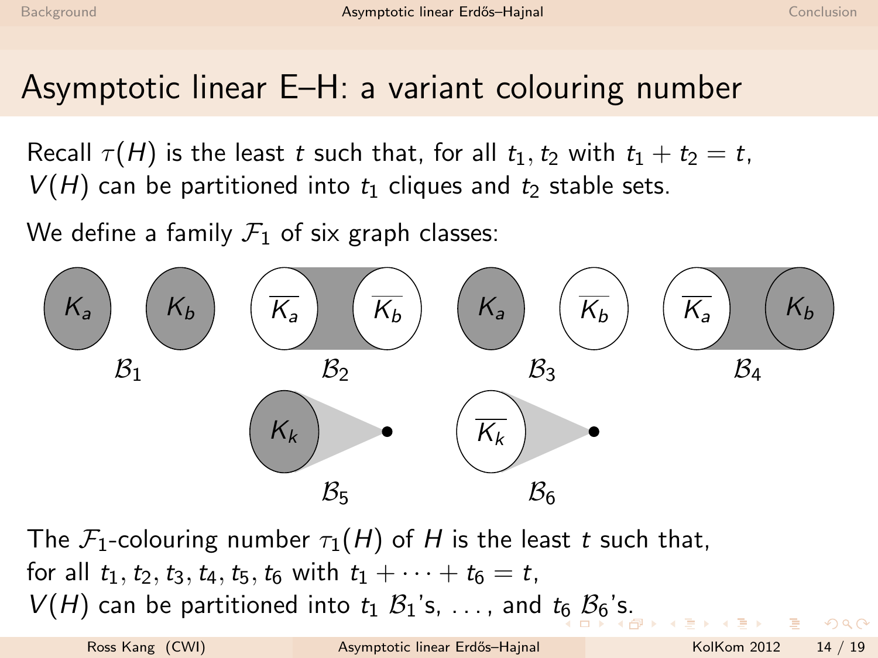# Asymptotic linear E–H: a variant colouring number

Recall $\tau(H)$ is the least $t$ such that, for all $t_1, t_2$ with $t_1 + t_2 = t$, $V(H)$ can be partitioned into $t_1$ cliques and $t_2$ stable sets.

We define a family $\mathcal{F}_1$ of six graph classes:

$K_a$ $K_b$ — $\mathcal{B}_1$

$\overline{K_a}$ $\overline{K_b}$ — $\mathcal{B}_2$

$K_a$ $\overline{K_b}$ — $\mathcal{B}_3$

$\overline{K_a}$ $K_b$ — $\mathcal{B}_4$

$K_k$ — $\mathcal{B}_5$

$\overline{K_k}$ — $\mathcal{B}_6$

The $\mathcal{F}_1$-colouring number $\tau_1(H)$ of $H$ is the least $t$ such that, for all $t_1, t_2, t_3, t_4, t_5, t_6$ with $t_1 + \cdots + t_6 = t$, $V(H)$ can be partitioned into $t_1$ $\mathcal{B}_1$'s, ..., and $t_6$ $\mathcal{B}_6$'s.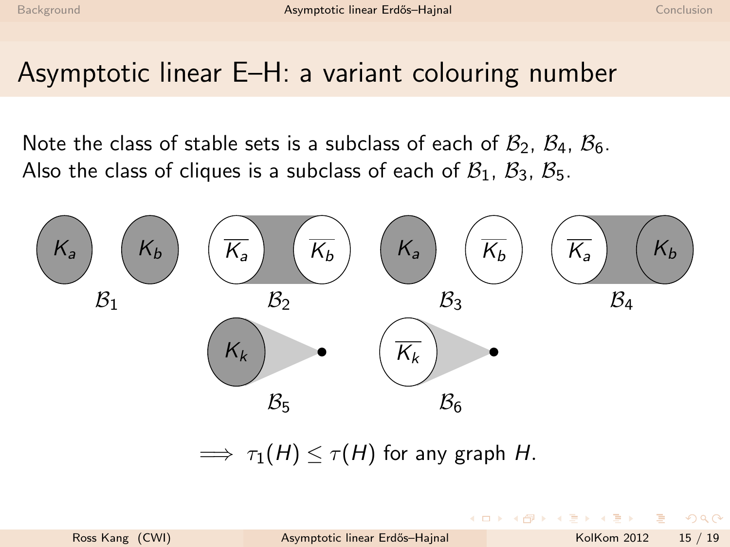# Asymptotic linear E–H: a variant colouring number

Note the class of stable sets is a subclass of each of $\mathcal{B}_2$, $\mathcal{B}_4$, $\mathcal{B}_6$.
Also the class of cliques is a subclass of each of $\mathcal{B}_1$, $\mathcal{B}_3$, $\mathcal{B}_5$.

$K_a$ $K_b$ — $\mathcal{B}_1$

$\overline{K_a}$ $\overline{K_b}$ — $\mathcal{B}_2$

$K_a$ $\overline{K_b}$ — $\mathcal{B}_3$

$\overline{K_a}$ $K_b$ — $\mathcal{B}_4$

$K_k$ — $\mathcal{B}_5$

$\overline{K_k}$ — $\mathcal{B}_6$

$$\implies \tau_1(H) \le \tau(H) \text{ for any graph } H.$$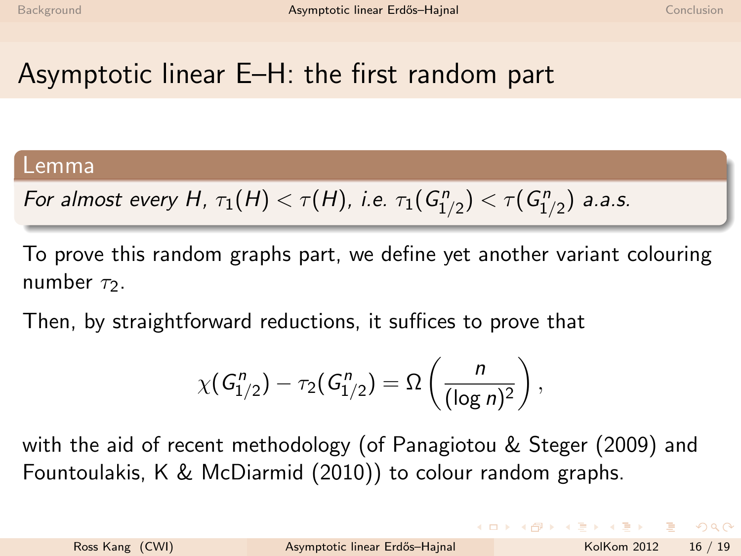# Asymptotic linear E–H: the first random part

**Lemma**

*For almost every $H$, $\tau_1(H) < \tau(H)$, i.e. $\tau_1(G^n_{1/2}) < \tau(G^n_{1/2})$ a.a.s.*

To prove this random graphs part, we define yet another variant colouring number $\tau_2$.

Then, by straightforward reductions, it suffices to prove that

$$\chi(G^n_{1/2}) - \tau_2(G^n_{1/2}) = \Omega\left(\frac{n}{(\log n)^2}\right),$$

with the aid of recent methodology (of Panagiotou & Steger (2009) and Fountoulakis, K & McDiarmid (2010)) to colour random graphs.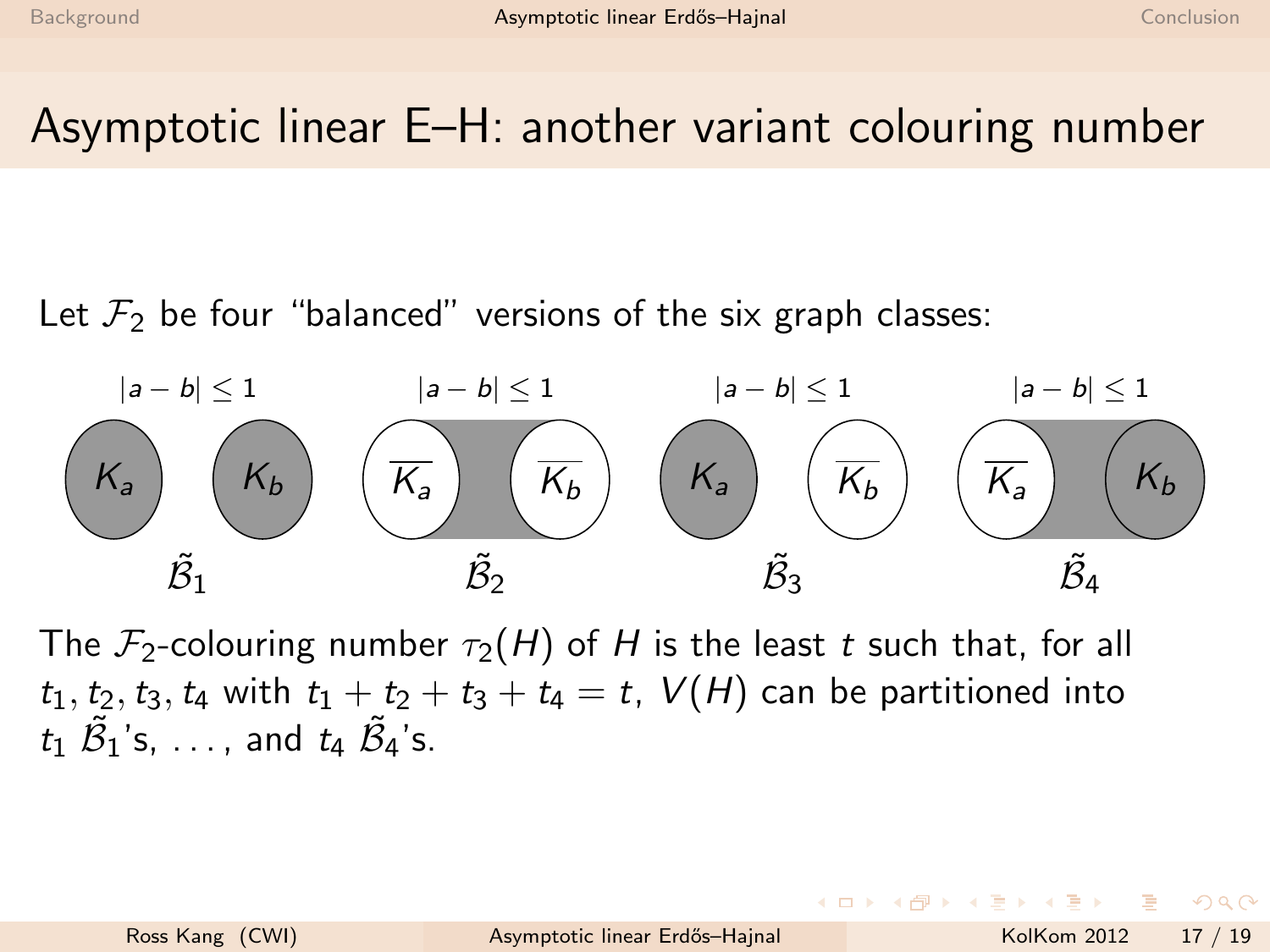# Asymptotic linear E–H: another variant colouring number

Let $\mathcal{F}_2$ be four "balanced" versions of the six graph classes:

$|a-b| \le 1$ $K_a$ $K_b$ $\tilde{\mathcal{B}}_1$

$|a-b| \le 1$ $\overline{K_a}$ $\overline{K_b}$ $\tilde{\mathcal{B}}_2$

$|a-b| \le 1$ $K_a$ $\overline{K_b}$ $\tilde{\mathcal{B}}_3$

$|a-b| \le 1$ $\overline{K_a}$ $K_b$ $\tilde{\mathcal{B}}_4$

The $\mathcal{F}_2$-colouring number $\tau_2(H)$ of $H$ is the least $t$ such that, for all $t_1, t_2, t_3, t_4$ with $t_1 + t_2 + t_3 + t_4 = t$, $V(H)$ can be partitioned into $t_1$ $\tilde{\mathcal{B}}_1$'s, ..., and $t_4$ $\tilde{\mathcal{B}}_4$'s.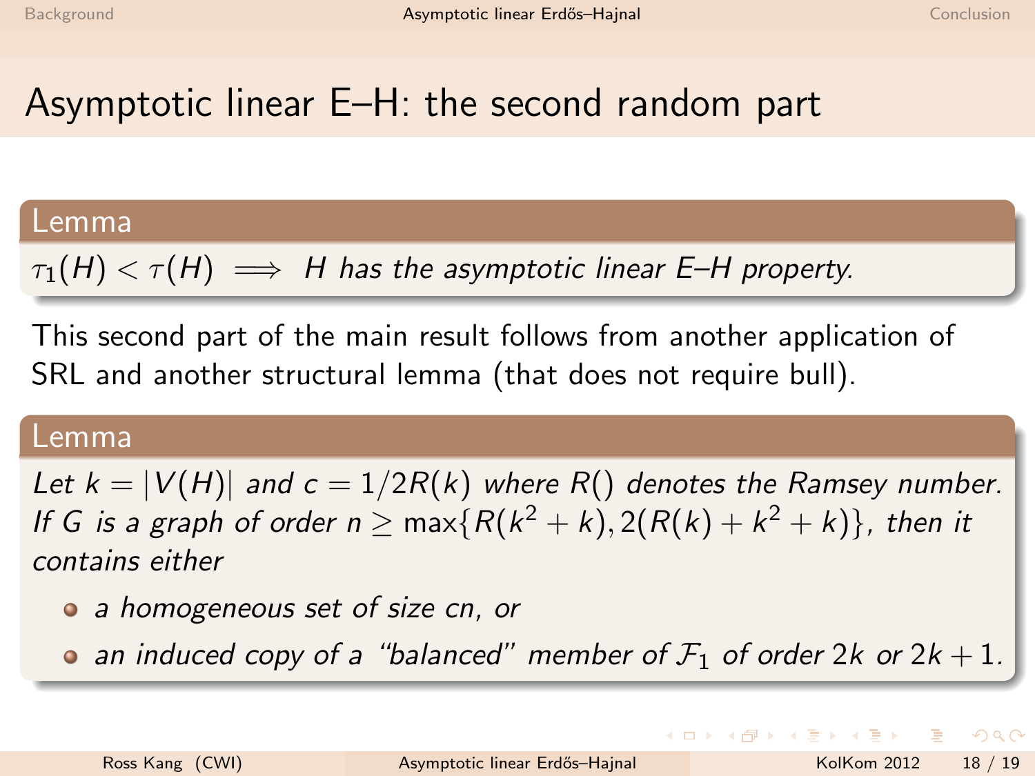# Asymptotic linear E–H: the second random part

**Lemma**

*$\tau_1(H) < \tau(H) \implies H$ has the asymptotic linear E–H property.*

This second part of the main result follows from another application of SRL and another structural lemma (that does not require bull).

**Lemma**

*Let $k = |V(H)|$ and $c = 1/2R(k)$ where $R()$ denotes the Ramsey number. If $G$ is a graph of order $n \geq \max\{R(k^2 + k), 2(R(k) + k^2 + k)\}$, then it contains either*

- *a homogeneous set of size $cn$, or*
- *an induced copy of a "balanced" member of $\mathcal{F}_1$ of order $2k$ or $2k + 1$.*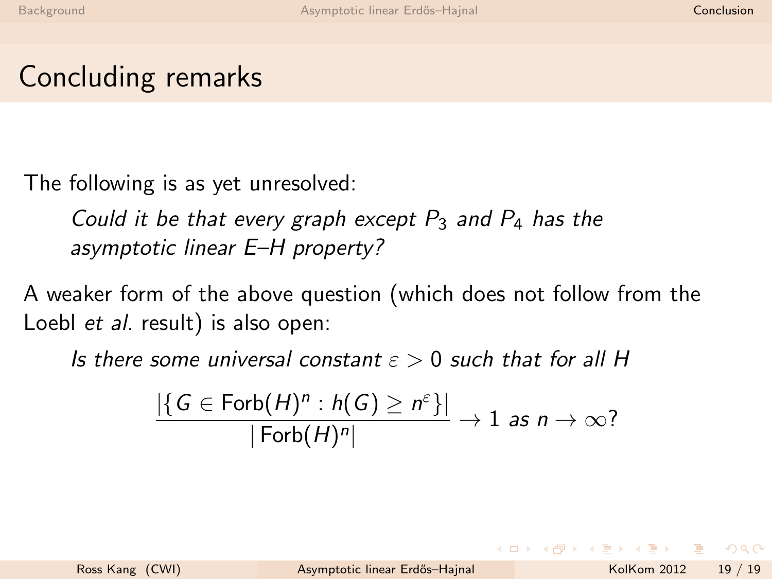# Concluding remarks

The following is as yet unresolved:

> *Could it be that every graph except $P_3$ and $P_4$ has the asymptotic linear E–H property?*

A weaker form of the above question (which does not follow from the Loebl *et al.* result) is also open:

> *Is there some universal constant $\varepsilon > 0$ such that for all $H$*
>
> $$\frac{|\{G \in \mathrm{Forb}(H)^n : h(G) \geq n^{\varepsilon}\}|}{|\mathrm{Forb}(H)^n|} \to 1 \text{ as } n \to \infty?$$